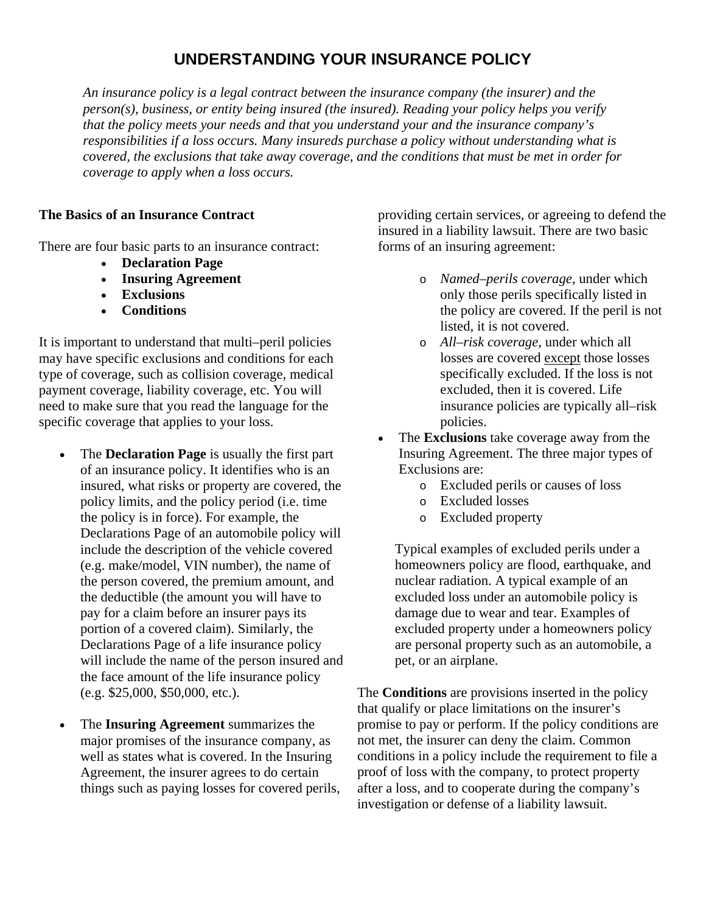# UNDERSTANDING YOUR INSURANCE POLICY

*An insurance policy is a legal contract between the insurance company (the insurer) and the person(s), business, or entity being insured (the insured). Reading your policy helps you verify that the policy meets your needs and that you understand your and the insurance company's responsibilities if a loss occurs. Many insureds purchase a policy without understanding what is covered, the exclusions that take away coverage, and the conditions that must be met in order for coverage to apply when a loss occurs.*

**The Basics of an Insurance Contract**

There are four basic parts to an insurance contract:

- **Declaration Page**
- **Insuring Agreement**
- **Exclusions**
- **Conditions**

It is important to understand that multi–peril policies may have specific exclusions and conditions for each type of coverage, such as collision coverage, medical payment coverage, liability coverage, etc. You will need to make sure that you read the language for the specific coverage that applies to your loss.

- The **Declaration Page** is usually the first part of an insurance policy. It identifies who is an insured, what risks or property are covered, the policy limits, and the policy period (i.e. time the policy is in force). For example, the Declarations Page of an automobile policy will include the description of the vehicle covered (e.g. make/model, VIN number), the name of the person covered, the premium amount, and the deductible (the amount you will have to pay for a claim before an insurer pays its portion of a covered claim). Similarly, the Declarations Page of a life insurance policy will include the name of the person insured and the face amount of the life insurance policy (e.g. $25,000, $50,000, etc.).

- The **Insuring Agreement** summarizes the major promises of the insurance company, as well as states what is covered. In the Insuring Agreement, the insurer agrees to do certain things such as paying losses for covered perils, providing certain services, or agreeing to defend the insured in a liability lawsuit. There are two basic forms of an insuring agreement:
  - *Named–perils coverage*, under which only those perils specifically listed in the policy are covered. If the peril is not listed, it is not covered.
  - *All–risk coverage*, under which all losses are covered <u>except</u> those losses specifically excluded. If the loss is not excluded, then it is covered. Life insurance policies are typically all–risk policies.

- The **Exclusions** take coverage away from the Insuring Agreement. The three major types of Exclusions are:
  - Excluded perils or causes of loss
  - Excluded losses
  - Excluded property

  Typical examples of excluded perils under a homeowners policy are flood, earthquake, and nuclear radiation. A typical example of an excluded loss under an automobile policy is damage due to wear and tear. Examples of excluded property under a homeowners policy are personal property such as an automobile, a pet, or an airplane.

The **Conditions** are provisions inserted in the policy that qualify or place limitations on the insurer's promise to pay or perform. If the policy conditions are not met, the insurer can deny the claim. Common conditions in a policy include the requirement to file a proof of loss with the company, to protect property after a loss, and to cooperate during the company's investigation or defense of a liability lawsuit.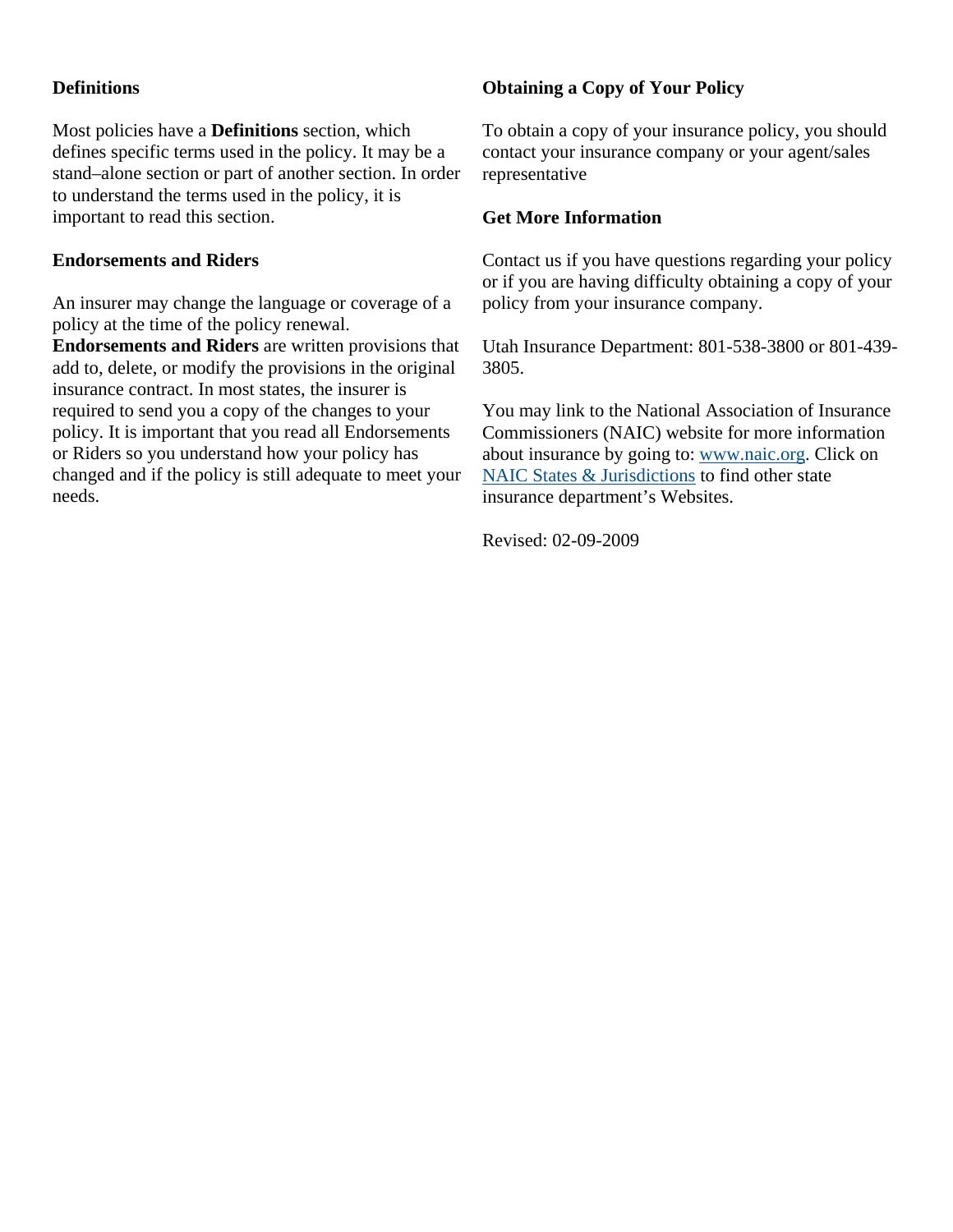### Definitions

Most policies have a **Definitions** section, which defines specific terms used in the policy. It may be a stand–alone section or part of another section. In order to understand the terms used in the policy, it is important to read this section.

### Endorsements and Riders

An insurer may change the language or coverage of a policy at the time of the policy renewal. **Endorsements and Riders** are written provisions that add to, delete, or modify the provisions in the original insurance contract. In most states, the insurer is required to send you a copy of the changes to your policy. It is important that you read all Endorsements or Riders so you understand how your policy has changed and if the policy is still adequate to meet your needs.

### Obtaining a Copy of Your Policy

To obtain a copy of your insurance policy, you should contact your insurance company or your agent/sales representative

### Get More Information

Contact us if you have questions regarding your policy or if you are having difficulty obtaining a copy of your policy from your insurance company.

Utah Insurance Department: 801-538-3800 or 801-439-3805.

You may link to the National Association of Insurance Commissioners (NAIC) website for more information about insurance by going to: [www.naic.org](http://www.naic.org). Click on NAIC States & Jurisdictions to find other state insurance department's Websites.

Revised: 02-09-2009